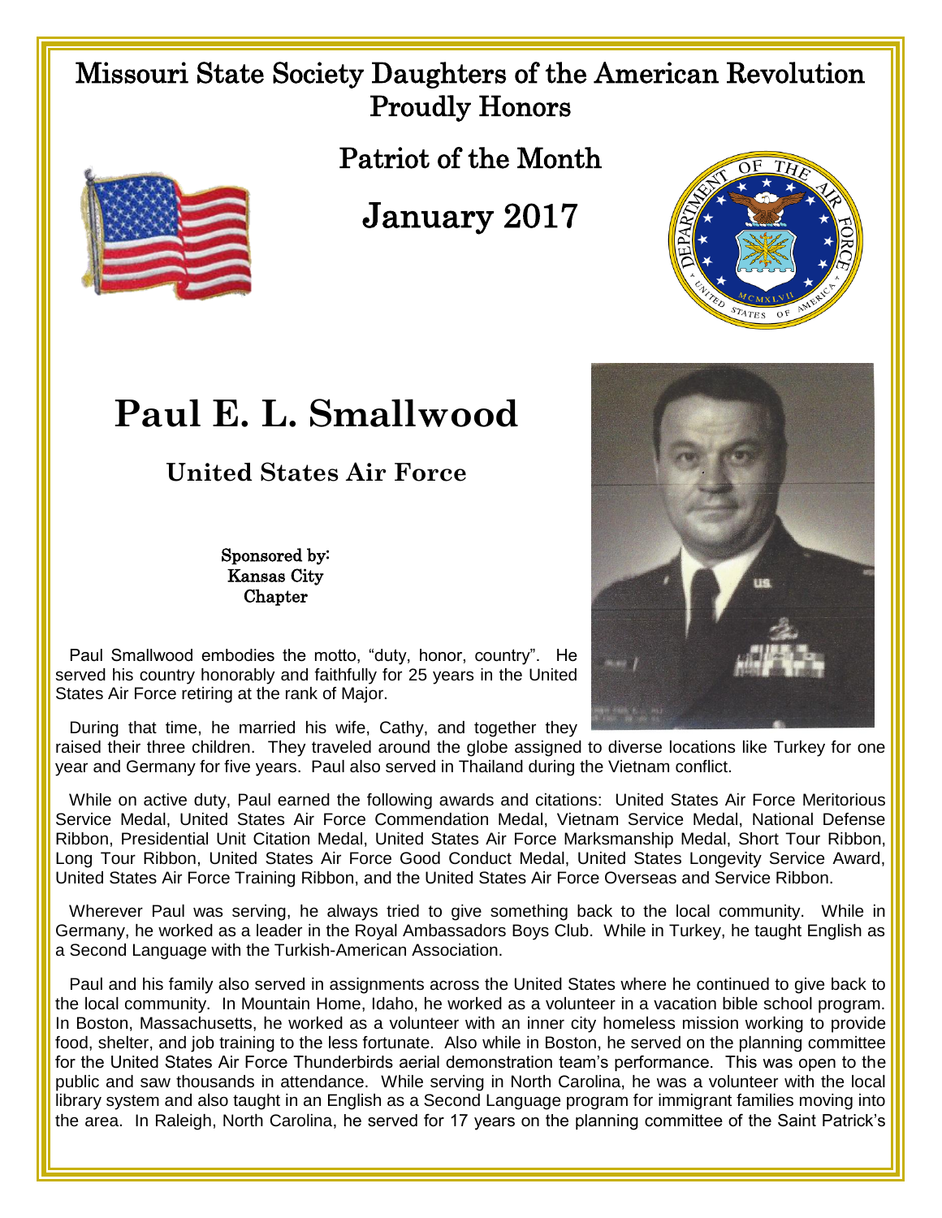Missouri State Society Daughters of the American Revolution
Proudly Honors

Patriot of the Month

January 2017

# Paul E. L. Smallwood

## United States Air Force

Sponsored by:
Kansas City
Chapter

Paul Smallwood embodies the motto, "duty, honor, country". He served his country honorably and faithfully for 25 years in the United States Air Force retiring at the rank of Major.

During that time, he married his wife, Cathy, and together they raised their three children. They traveled around the globe assigned to diverse locations like Turkey for one year and Germany for five years. Paul also served in Thailand during the Vietnam conflict.

While on active duty, Paul earned the following awards and citations: United States Air Force Meritorious Service Medal, United States Air Force Commendation Medal, Vietnam Service Medal, National Defense Ribbon, Presidential Unit Citation Medal, United States Air Force Marksmanship Medal, Short Tour Ribbon, Long Tour Ribbon, United States Air Force Good Conduct Medal, United States Longevity Service Award, United States Air Force Training Ribbon, and the United States Air Force Overseas and Service Ribbon.

Wherever Paul was serving, he always tried to give something back to the local community. While in Germany, he worked as a leader in the Royal Ambassadors Boys Club. While in Turkey, he taught English as a Second Language with the Turkish-American Association.

Paul and his family also served in assignments across the United States where he continued to give back to the local community. In Mountain Home, Idaho, he worked as a volunteer in a vacation bible school program. In Boston, Massachusetts, he worked as a volunteer with an inner city homeless mission working to provide food, shelter, and job training to the less fortunate. Also while in Boston, he served on the planning committee for the United States Air Force Thunderbirds aerial demonstration team's performance. This was open to the public and saw thousands in attendance. While serving in North Carolina, he was a volunteer with the local library system and also taught in an English as a Second Language program for immigrant families moving into the area. In Raleigh, North Carolina, he served for 17 years on the planning committee of the Saint Patrick's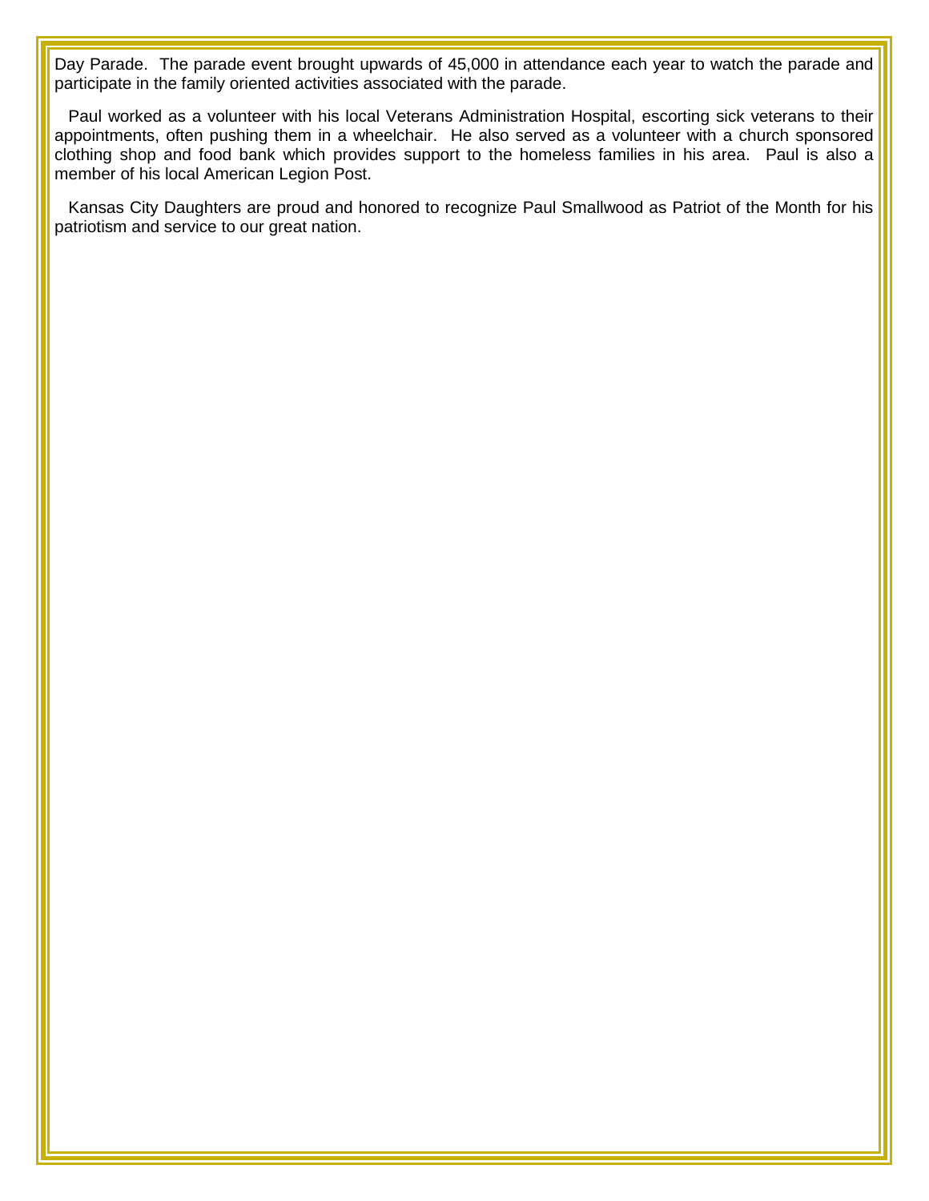Day Parade.  The parade event brought upwards of 45,000 in attendance each year to watch the parade and participate in the family oriented activities associated with the parade.

Paul worked as a volunteer with his local Veterans Administration Hospital, escorting sick veterans to their appointments, often pushing them in a wheelchair.  He also served as a volunteer with a church sponsored clothing shop and food bank which provides support to the homeless families in his area.  Paul is also a member of his local American Legion Post.

Kansas City Daughters are proud and honored to recognize Paul Smallwood as Patriot of the Month for his patriotism and service to our great nation.